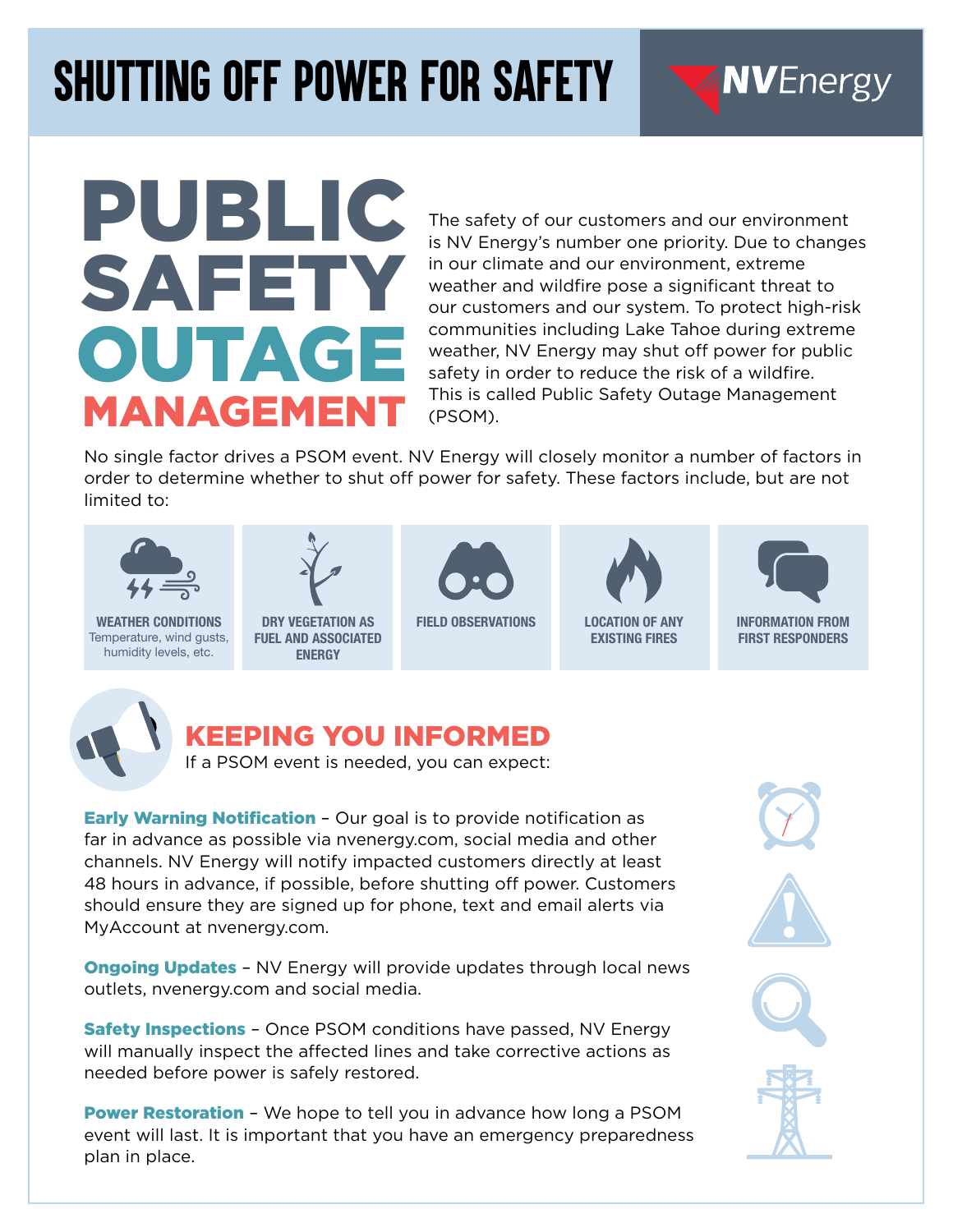# SHUTTING OFF POWER FOR SAFETY

NV Energy

# PUBLIC SAFETY OUTAGE MANAGEMENT

The safety of our customers and our environment is NV Energy's number one priority. Due to changes in our climate and our environment, extreme weather and wildfire pose a significant threat to our customers and our system. To protect high-risk communities including Lake Tahoe during extreme weather, NV Energy may shut off power for public safety in order to reduce the risk of a wildfire. This is called Public Safety Outage Management (PSOM).

No single factor drives a PSOM event. NV Energy will closely monitor a number of factors in order to determine whether to shut off power for safety. These factors include, but are not limited to:

- **WEATHER CONDITIONS** – Temperature, wind gusts, humidity levels, etc.
- **DRY VEGETATION AS FUEL AND ASSOCIATED ENERGY**
- **FIELD OBSERVATIONS**
- **LOCATION OF ANY EXISTING FIRES**
- **INFORMATION FROM FIRST RESPONDERS**

## KEEPING YOU INFORMED

If a PSOM event is needed, you can expect:

**Early Warning Notification** – Our goal is to provide notification as far in advance as possible via nvenergy.com, social media and other channels. NV Energy will notify impacted customers directly at least 48 hours in advance, if possible, before shutting off power. Customers should ensure they are signed up for phone, text and email alerts via MyAccount at nvenergy.com.

**Ongoing Updates** – NV Energy will provide updates through local news outlets, nvenergy.com and social media.

**Safety Inspections** – Once PSOM conditions have passed, NV Energy will manually inspect the affected lines and take corrective actions as needed before power is safely restored.

**Power Restoration** – We hope to tell you in advance how long a PSOM event will last. It is important that you have an emergency preparedness plan in place.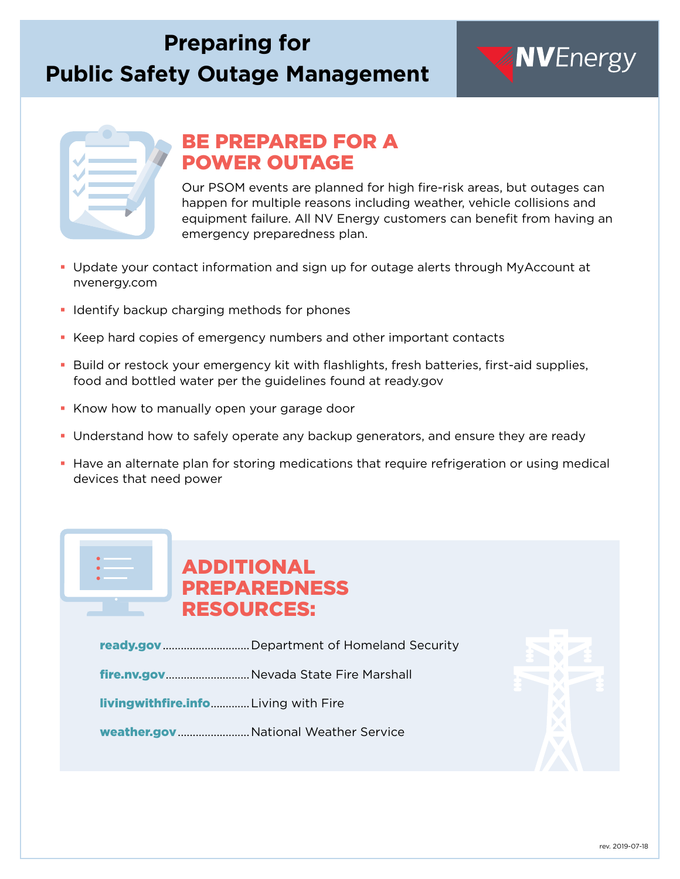# Preparing for Public Safety Outage Management

NVEnergy

## BE PREPARED FOR A POWER OUTAGE

Our PSOM events are planned for high fire-risk areas, but outages can happen for multiple reasons including weather, vehicle collisions and equipment failure. All NV Energy customers can benefit from having an emergency preparedness plan.

- Update your contact information and sign up for outage alerts through MyAccount at nvenergy.com
- Identify backup charging methods for phones
- Keep hard copies of emergency numbers and other important contacts
- Build or restock your emergency kit with flashlights, fresh batteries, first-aid supplies, food and bottled water per the guidelines found at ready.gov
- Know how to manually open your garage door
- Understand how to safely operate any backup generators, and ensure they are ready
- Have an alternate plan for storing medications that require refrigeration or using medical devices that need power

## ADDITIONAL PREPAREDNESS RESOURCES:

**ready.gov**............................Department of Homeland Security

**fire.nv.gov**...........................Nevada State Fire Marshall

**livingwithfire.info**............Living with Fire

**weather.gov**.......................National Weather Service

rev. 2019-07-18